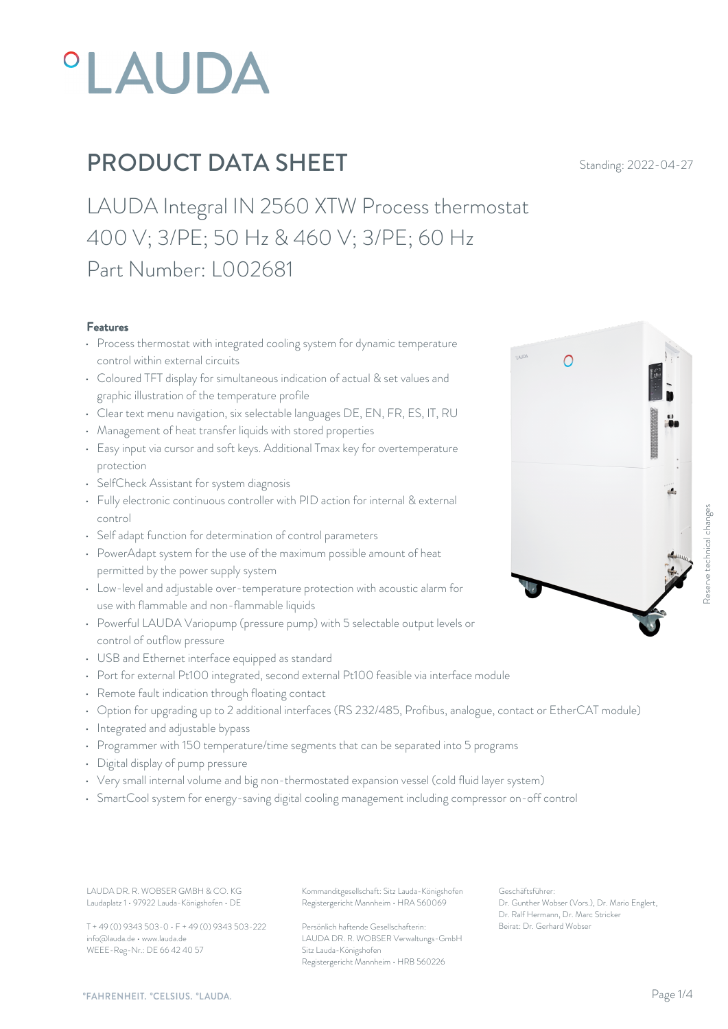# PRODUCT DATA SHEET

Standing: 2022-04-27

## LAUDA Integral IN 2560 XTW Process thermostat 400 V; 3/PE; 50 Hz & 460 V; 3/PE; 60 Hz Part Number: L002681

### Features

- Process thermostat with integrated cooling system for dynamic temperature control within external circuits
- Coloured TFT display for simultaneous indication of actual & set values and graphic illustration of the temperature profile
- Clear text menu navigation, six selectable languages DE, EN, FR, ES, IT, RU
- Management of heat transfer liquids with stored properties
- Easy input via cursor and soft keys. Additional Tmax key for overtemperature protection
- SelfCheck Assistant for system diagnosis
- Fully electronic continuous controller with PID action for internal & external control
- Self adapt function for determination of control parameters
- PowerAdapt system for the use of the maximum possible amount of heat permitted by the power supply system
- Low-level and adjustable over-temperature protection with acoustic alarm for use with flammable and non-flammable liquids
- Powerful LAUDA Variopump (pressure pump) with 5 selectable output levels or control of outflow pressure
- USB and Ethernet interface equipped as standard
- Port for external Pt100 integrated, second external Pt100 feasible via interface module
- Remote fault indication through floating contact
- Option for upgrading up to 2 additional interfaces (RS 232/485, Profibus, analogue, contact or EtherCAT module)
- Integrated and adjustable bypass
- Programmer with 150 temperature/time segments that can be separated into 5 programs
- Digital display of pump pressure
- Very small internal volume and big non-thermostated expansion vessel (cold fluid layer system)
- SmartCool system for energy-saving digital cooling management including compressor on-off control

Reserve technical changes

LAUDA DR. R. WOBSER GMBH & CO. KG
Laudaplatz 1 • 97922 Lauda-Königshofen • DE

T + 49 (0) 9343 503-0 • F + 49 (0) 9343 503-222
info@lauda.de • www.lauda.de
WEEE-Reg-Nr.: DE 66 42 40 57

Kommanditgesellschaft: Sitz Lauda-Königshofen
Registergericht Mannheim • HRA 560069

Persönlich haftende Gesellschafterin:
LAUDA DR. R. WOBSER Verwaltungs-GmbH
Sitz Lauda-Königshofen
Registergericht Mannheim • HRB 560226

Geschäftsführer:
Dr. Gunther Wobser (Vors.), Dr. Mario Englert, Dr. Ralf Hermann, Dr. Marc Stricker
Beirat: Dr. Gerhard Wobser

°FAHRENHEIT. °CELSIUS. °LAUDA.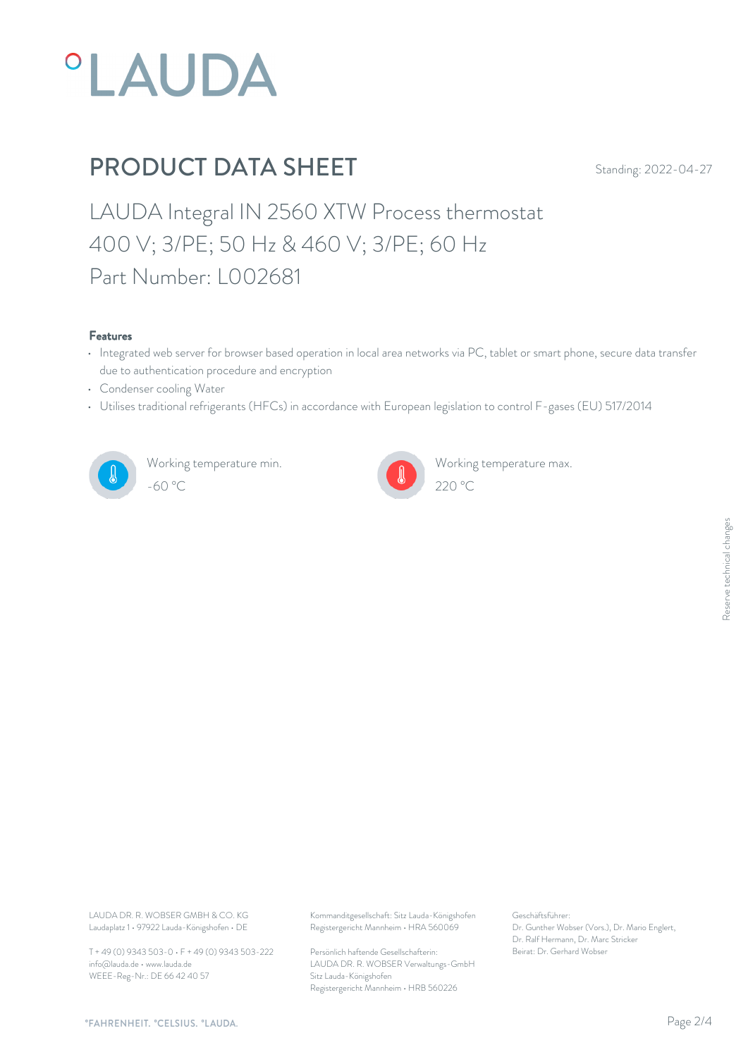# PRODUCT DATA SHEET

Standing: 2022-04-27

## LAUDA Integral IN 2560 XTW Process thermostat 400 V; 3/PE; 50 Hz & 460 V; 3/PE; 60 Hz Part Number: L002681

### Features

- Integrated web server for browser based operation in local area networks via PC, tablet or smart phone, secure data transfer due to authentication procedure and encryption
- Condenser cooling Water
- Utilises traditional refrigerants (HFCs) in accordance with European legislation to control F-gases (EU) 517/2014

Working temperature min.
-60 °C

Working temperature max.
220 °C

Reserve technical changes

LAUDA DR. R. WOBSER GMBH & CO. KG
Laudaplatz 1 • 97922 Lauda-Königshofen • DE

T + 49 (0) 9343 503-0 • F + 49 (0) 9343 503-222
info@lauda.de • www.lauda.de
WEEE-Reg-Nr.: DE 66 42 40 57

Kommanditgesellschaft: Sitz Lauda-Königshofen
Registergericht Mannheim • HRA 560069

Persönlich haftende Gesellschafterin:
LAUDA DR. R. WOBSER Verwaltungs-GmbH
Sitz Lauda-Königshofen
Registergericht Mannheim • HRB 560226

Geschäftsführer:
Dr. Gunther Wobser (Vors.), Dr. Mario Englert,
Dr. Ralf Hermann, Dr. Marc Stricker
Beirat: Dr. Gerhard Wobser

°FAHRENHEIT. °CELSIUS. °LAUDA.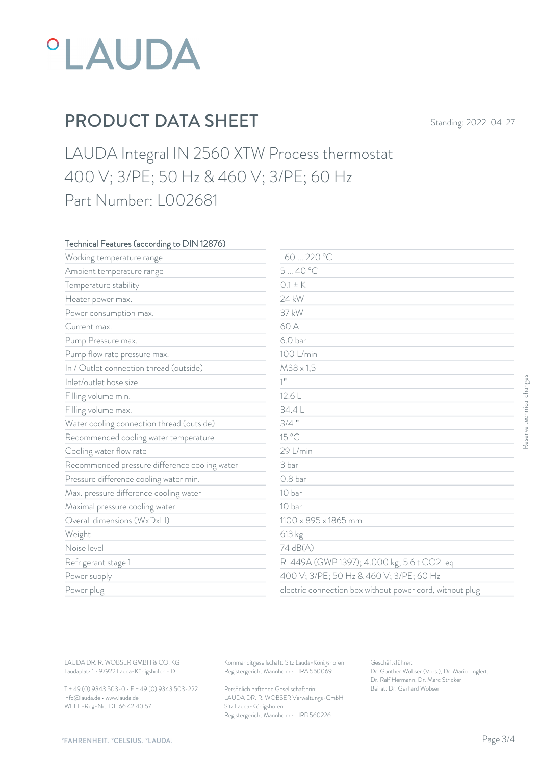# PRODUCT DATA SHEET

Standing: 2022-04-27

## LAUDA Integral IN 2560 XTW Process thermostat
## 400 V; 3/PE; 50 Hz & 460 V; 3/PE; 60 Hz
## Part Number: L002681

| Technical Features (according to DIN 12876) | |
|---|---|
| Working temperature range | -60 ... 220 °C |
| Ambient temperature range | 5 ... 40 °C |
| Temperature stability | 0.1 ± K |
| Heater power max. | 24 kW |
| Power consumption max. | 37 kW |
| Current max. | 60 A |
| Pump Pressure max. | 6.0 bar |
| Pump flow rate pressure max. | 100 L/min |
| In / Outlet connection thread (outside) | M38 x 1,5 |
| Inlet/outlet hose size | 1" |
| Filling volume min. | 12.6 L |
| Filling volume max. | 34.4 L |
| Water cooling connection thread (outside) | 3/4 " |
| Recommended cooling water temperature | 15 °C |
| Cooling water flow rate | 29 L/min |
| Recommended pressure difference cooling water | 3 bar |
| Pressure difference cooling water min. | 0.8 bar |
| Max. pressure difference cooling water | 10 bar |
| Maximal pressure cooling water | 10 bar |
| Overall dimensions (WxDxH) | 1100 x 895 x 1865 mm |
| Weight | 613 kg |
| Noise level | 74 dB(A) |
| Refrigerant stage 1 | R-449A (GWP 1397); 4.000 kg; 5.6 t $CO_2$-eq |
| Power supply | 400 V; 3/PE; 50 Hz & 460 V; 3/PE; 60 Hz |
| Power plug | electric connection box without power cord, without plug |

Reserve technical changes

LAUDA DR. R. WOBSER GMBH & CO. KG
Laudaplatz 1 • 97922 Lauda-Königshofen • DE

T + 49 (0) 9343 503-0 • F + 49 (0) 9343 503-222
info@lauda.de • www.lauda.de
WEEE-Reg-Nr.: DE 66 42 40 57

Kommanditgesellschaft: Sitz Lauda-Königshofen
Registergericht Mannheim • HRA 560069

Persönlich haftende Gesellschafterin:
LAUDA DR. R. WOBSER Verwaltungs-GmbH
Sitz Lauda-Königshofen
Registergericht Mannheim • HRB 560226

Geschäftsführer:
Dr. Gunther Wobser (Vors.), Dr. Mario Englert, Dr. Ralf Hermann, Dr. Marc Stricker
Beirat: Dr. Gerhard Wobser

°FAHRENHEIT. °CELSIUS. °LAUDA.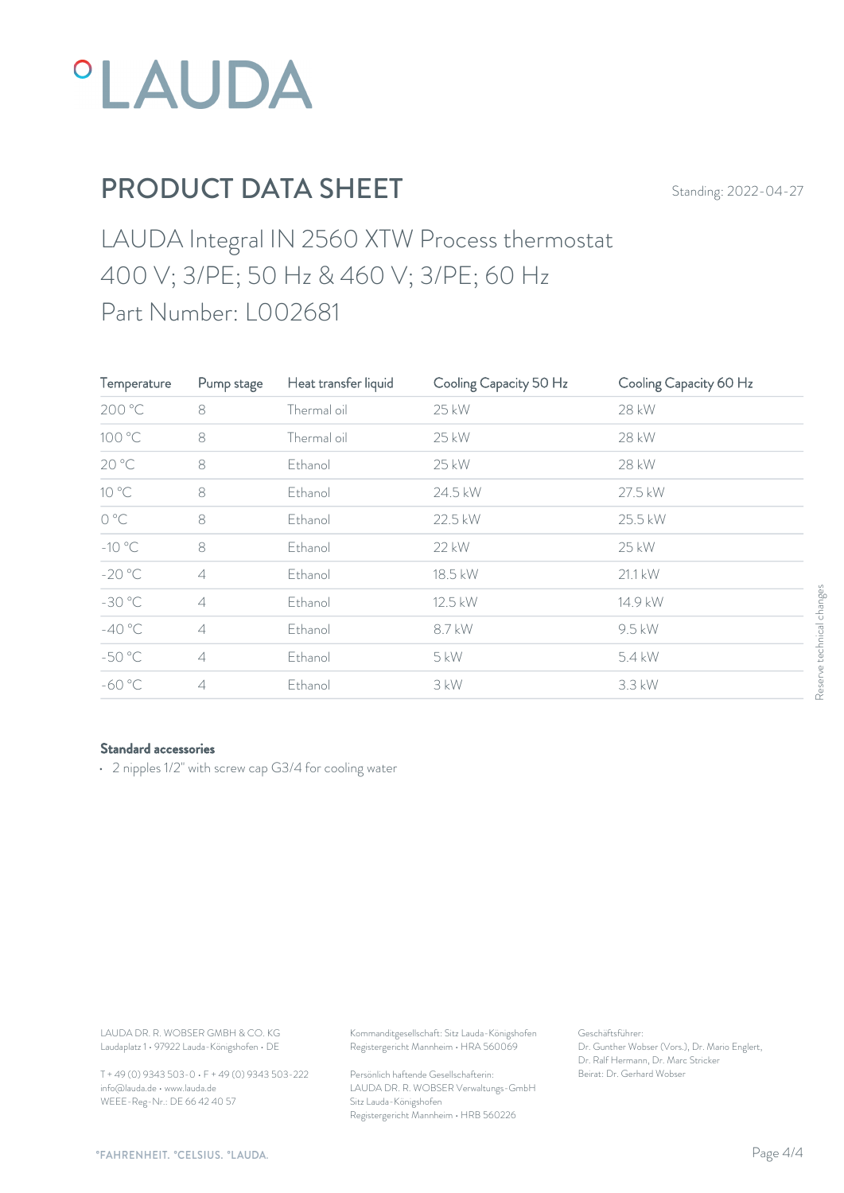# PRODUCT DATA SHEET

Standing: 2022-04-27

## LAUDA Integral IN 2560 XTW Process thermostat
## 400 V; 3/PE; 50 Hz & 460 V; 3/PE; 60 Hz
## Part Number: L002681

| Temperature | Pump stage | Heat transfer liquid | Cooling Capacity 50 Hz | Cooling Capacity 60 Hz |
|---|---|---|---|---|
| 200 °C | 8 | Thermal oil | 25 kW | 28 kW |
| 100 °C | 8 | Thermal oil | 25 kW | 28 kW |
| 20 °C | 8 | Ethanol | 25 kW | 28 kW |
| 10 °C | 8 | Ethanol | 24.5 kW | 27.5 kW |
| 0 °C | 8 | Ethanol | 22.5 kW | 25.5 kW |
| -10 °C | 8 | Ethanol | 22 kW | 25 kW |
| -20 °C | 4 | Ethanol | 18.5 kW | 21.1 kW |
| -30 °C | 4 | Ethanol | 12.5 kW | 14.9 kW |
| -40 °C | 4 | Ethanol | 8.7 kW | 9.5 kW |
| -50 °C | 4 | Ethanol | 5 kW | 5.4 kW |
| -60 °C | 4 | Ethanol | 3 kW | 3.3 kW |

Reserve technical changes

**Standard accessories**

- 2 nipples 1/2" with screw cap G3/4 for cooling water

LAUDA DR. R. WOBSER GMBH & CO. KG
Laudaplatz 1 • 97922 Lauda-Königshofen • DE

T + 49 (0) 9343 503-0 • F + 49 (0) 9343 503-222
info@lauda.de • www.lauda.de
WEEE-Reg-Nr.: DE 66 42 40 57

Kommanditgesellschaft: Sitz Lauda-Königshofen
Registergericht Mannheim • HRA 560069

Persönlich haftende Gesellschafterin:
LAUDA DR. R. WOBSER Verwaltungs-GmbH
Sitz Lauda-Königshofen
Registergericht Mannheim • HRB 560226

Geschäftsführer:
Dr. Gunther Wobser (Vors.), Dr. Mario Englert,
Dr. Ralf Hermann, Dr. Marc Stricker
Beirat: Dr. Gerhard Wobser

°FAHRENHEIT. °CELSIUS. °LAUDA.